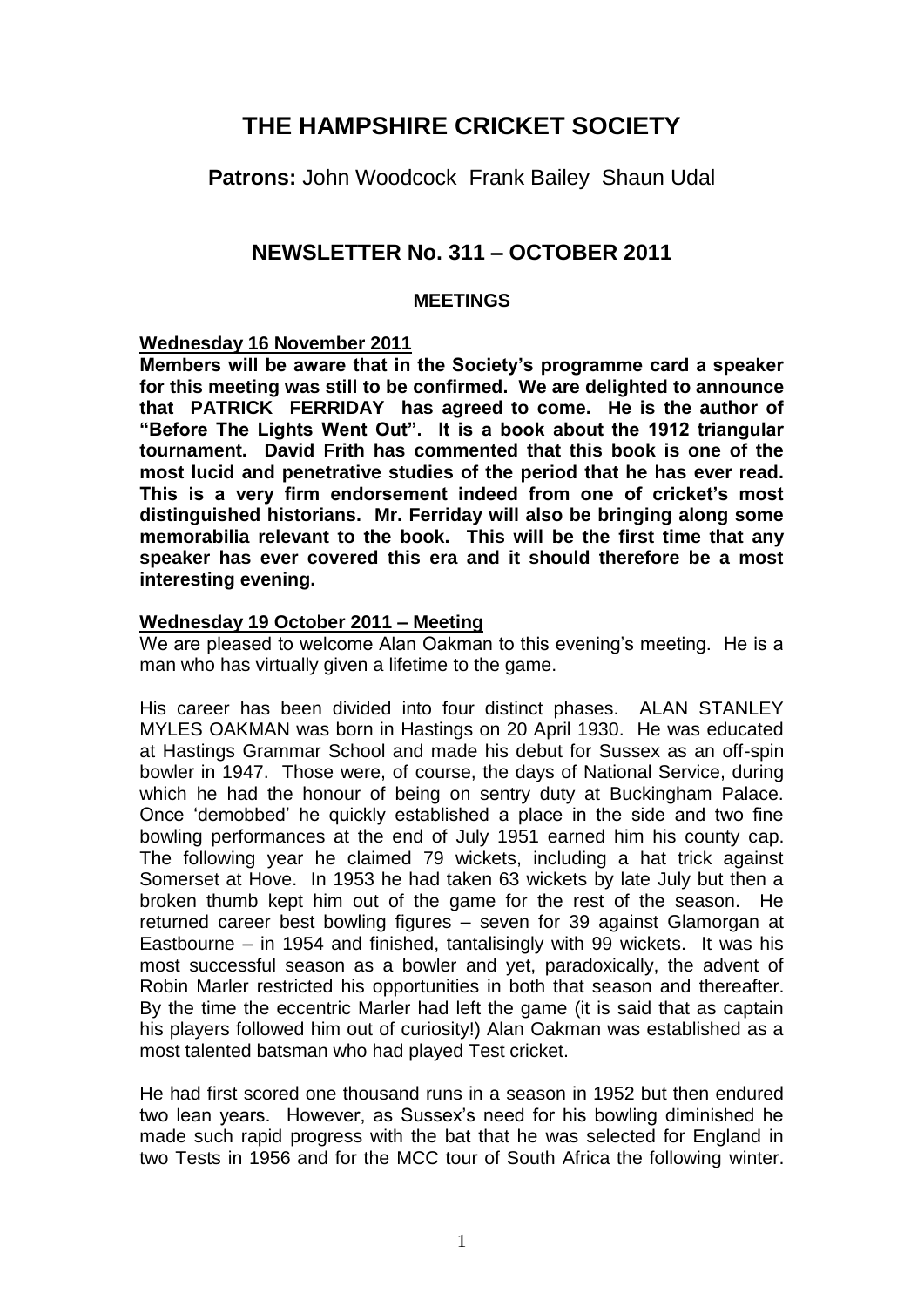# THE HAMPSHIRE CRICKET SOCIETY

**Patrons:** John Woodcock Frank Bailey Shaun Udal

## NEWSLETTER No. 311 – OCTOBER 2011

### MEETINGS

**Wednesday 16 November 2011**

**Members will be aware that in the Society's programme card a speaker for this meeting was still to be confirmed. We are delighted to announce that PATRICK FERRIDAY has agreed to come. He is the author of "Before The Lights Went Out". It is a book about the 1912 triangular tournament. David Frith has commented that this book is one of the most lucid and penetrative studies of the period that he has ever read. This is a very firm endorsement indeed from one of cricket's most distinguished historians. Mr. Ferriday will also be bringing along some memorabilia relevant to the book. This will be the first time that any speaker has ever covered this era and it should therefore be a most interesting evening.**

**Wednesday 19 October 2011 – Meeting**

We are pleased to welcome Alan Oakman to this evening's meeting. He is a man who has virtually given a lifetime to the game.

His career has been divided into four distinct phases. ALAN STANLEY MYLES OAKMAN was born in Hastings on 20 April 1930. He was educated at Hastings Grammar School and made his debut for Sussex as an off-spin bowler in 1947. Those were, of course, the days of National Service, during which he had the honour of being on sentry duty at Buckingham Palace. Once 'demobbed' he quickly established a place in the side and two fine bowling performances at the end of July 1951 earned him his county cap. The following year he claimed 79 wickets, including a hat trick against Somerset at Hove. In 1953 he had taken 63 wickets by late July but then a broken thumb kept him out of the game for the rest of the season. He returned career best bowling figures – seven for 39 against Glamorgan at Eastbourne – in 1954 and finished, tantalisingly with 99 wickets. It was his most successful season as a bowler and yet, paradoxically, the advent of Robin Marler restricted his opportunities in both that season and thereafter. By the time the eccentric Marler had left the game (it is said that as captain his players followed him out of curiosity!) Alan Oakman was established as a most talented batsman who had played Test cricket.

He had first scored one thousand runs in a season in 1952 but then endured two lean years. However, as Sussex's need for his bowling diminished he made such rapid progress with the bat that he was selected for England in two Tests in 1956 and for the MCC tour of South Africa the following winter.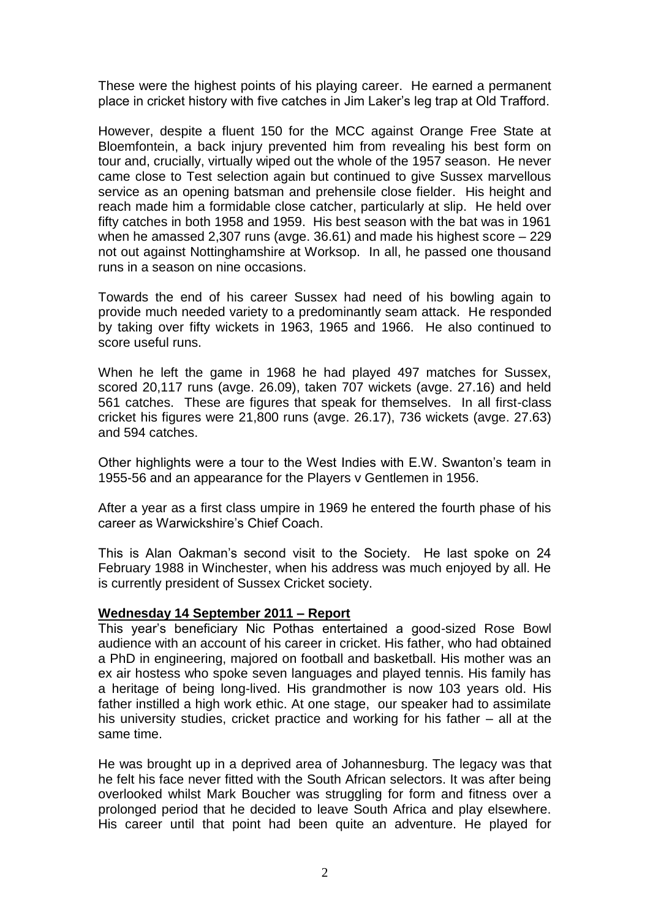These were the highest points of his playing career. He earned a permanent place in cricket history with five catches in Jim Laker's leg trap at Old Trafford.

However, despite a fluent 150 for the MCC against Orange Free State at Bloemfontein, a back injury prevented him from revealing his best form on tour and, crucially, virtually wiped out the whole of the 1957 season. He never came close to Test selection again but continued to give Sussex marvellous service as an opening batsman and prehensile close fielder. His height and reach made him a formidable close catcher, particularly at slip. He held over fifty catches in both 1958 and 1959. His best season with the bat was in 1961 when he amassed 2,307 runs (avge. 36.61) and made his highest score – 229 not out against Nottinghamshire at Worksop. In all, he passed one thousand runs in a season on nine occasions.

Towards the end of his career Sussex had need of his bowling again to provide much needed variety to a predominantly seam attack. He responded by taking over fifty wickets in 1963, 1965 and 1966. He also continued to score useful runs.

When he left the game in 1968 he had played 497 matches for Sussex, scored 20,117 runs (avge. 26.09), taken 707 wickets (avge. 27.16) and held 561 catches. These are figures that speak for themselves. In all first-class cricket his figures were 21,800 runs (avge. 26.17), 736 wickets (avge. 27.63) and 594 catches.

Other highlights were a tour to the West Indies with E.W. Swanton's team in 1955-56 and an appearance for the Players v Gentlemen in 1956.

After a year as a first class umpire in 1969 he entered the fourth phase of his career as Warwickshire's Chief Coach.

This is Alan Oakman's second visit to the Society. He last spoke on 24 February 1988 in Winchester, when his address was much enjoyed by all. He is currently president of Sussex Cricket society.

**Wednesday 14 September 2011 – Report**

This year's beneficiary Nic Pothas entertained a good-sized Rose Bowl audience with an account of his career in cricket. His father, who had obtained a PhD in engineering, majored on football and basketball. His mother was an ex air hostess who spoke seven languages and played tennis. His family has a heritage of being long-lived. His grandmother is now 103 years old. His father instilled a high work ethic. At one stage, our speaker had to assimilate his university studies, cricket practice and working for his father – all at the same time.

He was brought up in a deprived area of Johannesburg. The legacy was that he felt his face never fitted with the South African selectors. It was after being overlooked whilst Mark Boucher was struggling for form and fitness over a prolonged period that he decided to leave South Africa and play elsewhere. His career until that point had been quite an adventure. He played for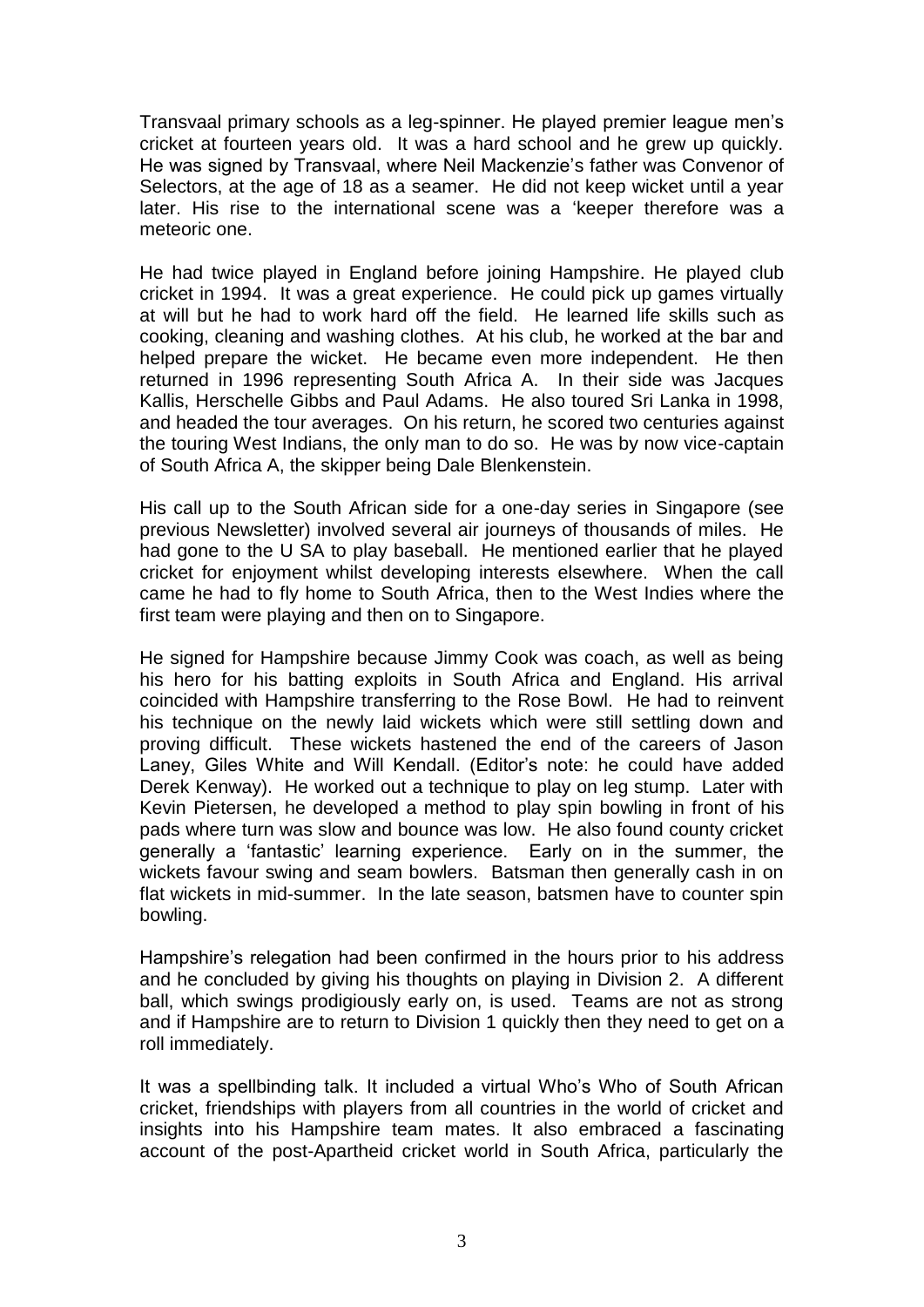Transvaal primary schools as a leg-spinner. He played premier league men's cricket at fourteen years old. It was a hard school and he grew up quickly. He was signed by Transvaal, where Neil Mackenzie's father was Convenor of Selectors, at the age of 18 as a seamer. He did not keep wicket until a year later. His rise to the international scene was a 'keeper therefore was a meteoric one.

He had twice played in England before joining Hampshire. He played club cricket in 1994. It was a great experience. He could pick up games virtually at will but he had to work hard off the field. He learned life skills such as cooking, cleaning and washing clothes. At his club, he worked at the bar and helped prepare the wicket. He became even more independent. He then returned in 1996 representing South Africa A. In their side was Jacques Kallis, Herschelle Gibbs and Paul Adams. He also toured Sri Lanka in 1998, and headed the tour averages. On his return, he scored two centuries against the touring West Indians, the only man to do so. He was by now vice-captain of South Africa A, the skipper being Dale Blenkenstein.

His call up to the South African side for a one-day series in Singapore (see previous Newsletter) involved several air journeys of thousands of miles. He had gone to the U SA to play baseball. He mentioned earlier that he played cricket for enjoyment whilst developing interests elsewhere. When the call came he had to fly home to South Africa, then to the West Indies where the first team were playing and then on to Singapore.

He signed for Hampshire because Jimmy Cook was coach, as well as being his hero for his batting exploits in South Africa and England. His arrival coincided with Hampshire transferring to the Rose Bowl. He had to reinvent his technique on the newly laid wickets which were still settling down and proving difficult. These wickets hastened the end of the careers of Jason Laney, Giles White and Will Kendall. (Editor's note: he could have added Derek Kenway). He worked out a technique to play on leg stump. Later with Kevin Pietersen, he developed a method to play spin bowling in front of his pads where turn was slow and bounce was low. He also found county cricket generally a 'fantastic' learning experience. Early on in the summer, the wickets favour swing and seam bowlers. Batsman then generally cash in on flat wickets in mid-summer. In the late season, batsmen have to counter spin bowling.

Hampshire's relegation had been confirmed in the hours prior to his address and he concluded by giving his thoughts on playing in Division 2. A different ball, which swings prodigiously early on, is used. Teams are not as strong and if Hampshire are to return to Division 1 quickly then they need to get on a roll immediately.

It was a spellbinding talk. It included a virtual Who's Who of South African cricket, friendships with players from all countries in the world of cricket and insights into his Hampshire team mates. It also embraced a fascinating account of the post-Apartheid cricket world in South Africa, particularly the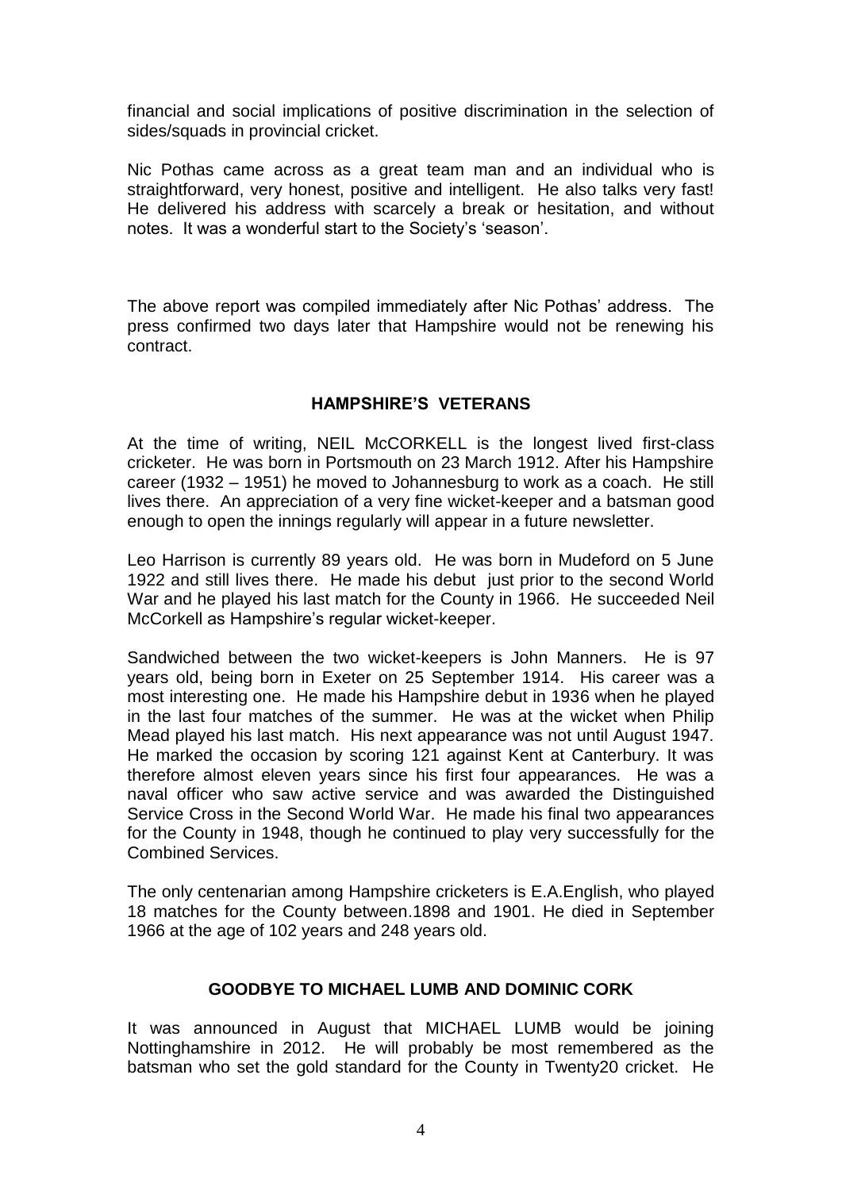financial and social implications of positive discrimination in the selection of sides/squads in provincial cricket.

Nic Pothas came across as a great team man and an individual who is straightforward, very honest, positive and intelligent. He also talks very fast! He delivered his address with scarcely a break or hesitation, and without notes. It was a wonderful start to the Society's 'season'.

The above report was compiled immediately after Nic Pothas' address. The press confirmed two days later that Hampshire would not be renewing his contract.

## HAMPSHIRE'S VETERANS

At the time of writing, NEIL McCORKELL is the longest lived first-class cricketer. He was born in Portsmouth on 23 March 1912. After his Hampshire career (1932 – 1951) he moved to Johannesburg to work as a coach. He still lives there. An appreciation of a very fine wicket-keeper and a batsman good enough to open the innings regularly will appear in a future newsletter.

Leo Harrison is currently 89 years old. He was born in Mudeford on 5 June 1922 and still lives there. He made his debut just prior to the second World War and he played his last match for the County in 1966. He succeeded Neil McCorkell as Hampshire's regular wicket-keeper.

Sandwiched between the two wicket-keepers is John Manners. He is 97 years old, being born in Exeter on 25 September 1914. His career was a most interesting one. He made his Hampshire debut in 1936 when he played in the last four matches of the summer. He was at the wicket when Philip Mead played his last match. His next appearance was not until August 1947. He marked the occasion by scoring 121 against Kent at Canterbury. It was therefore almost eleven years since his first four appearances. He was a naval officer who saw active service and was awarded the Distinguished Service Cross in the Second World War. He made his final two appearances for the County in 1948, though he continued to play very successfully for the Combined Services.

The only centenarian among Hampshire cricketers is E.A.English, who played 18 matches for the County between.1898 and 1901. He died in September 1966 at the age of 102 years and 248 years old.

## GOODBYE TO MICHAEL LUMB AND DOMINIC CORK

It was announced in August that MICHAEL LUMB would be joining Nottinghamshire in 2012. He will probably be most remembered as the batsman who set the gold standard for the County in Twenty20 cricket. He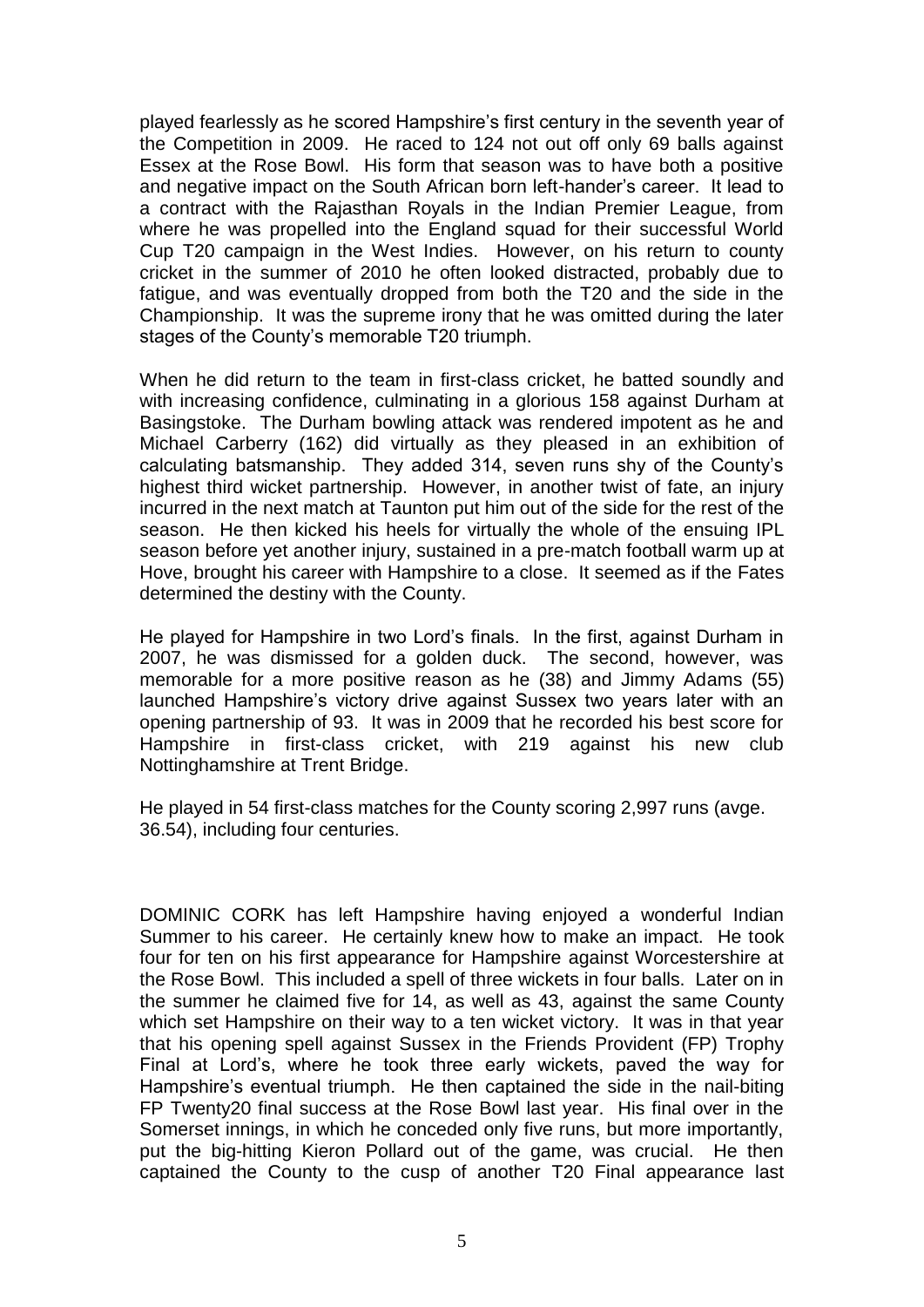played fearlessly as he scored Hampshire's first century in the seventh year of the Competition in 2009. He raced to 124 not out off only 69 balls against Essex at the Rose Bowl. His form that season was to have both a positive and negative impact on the South African born left-hander's career. It lead to a contract with the Rajasthan Royals in the Indian Premier League, from where he was propelled into the England squad for their successful World Cup T20 campaign in the West Indies. However, on his return to county cricket in the summer of 2010 he often looked distracted, probably due to fatigue, and was eventually dropped from both the T20 and the side in the Championship. It was the supreme irony that he was omitted during the later stages of the County's memorable T20 triumph.

When he did return to the team in first-class cricket, he batted soundly and with increasing confidence, culminating in a glorious 158 against Durham at Basingstoke. The Durham bowling attack was rendered impotent as he and Michael Carberry (162) did virtually as they pleased in an exhibition of calculating batsmanship. They added 314, seven runs shy of the County's highest third wicket partnership. However, in another twist of fate, an injury incurred in the next match at Taunton put him out of the side for the rest of the season. He then kicked his heels for virtually the whole of the ensuing IPL season before yet another injury, sustained in a pre-match football warm up at Hove, brought his career with Hampshire to a close. It seemed as if the Fates determined the destiny with the County.

He played for Hampshire in two Lord's finals. In the first, against Durham in 2007, he was dismissed for a golden duck. The second, however, was memorable for a more positive reason as he (38) and Jimmy Adams (55) launched Hampshire's victory drive against Sussex two years later with an opening partnership of 93. It was in 2009 that he recorded his best score for Hampshire in first-class cricket, with 219 against his new club Nottinghamshire at Trent Bridge.

He played in 54 first-class matches for the County scoring 2,997 runs (avge. 36.54), including four centuries.

DOMINIC CORK has left Hampshire having enjoyed a wonderful Indian Summer to his career. He certainly knew how to make an impact. He took four for ten on his first appearance for Hampshire against Worcestershire at the Rose Bowl. This included a spell of three wickets in four balls. Later on in the summer he claimed five for 14, as well as 43, against the same County which set Hampshire on their way to a ten wicket victory. It was in that year that his opening spell against Sussex in the Friends Provident (FP) Trophy Final at Lord's, where he took three early wickets, paved the way for Hampshire's eventual triumph. He then captained the side in the nail-biting FP Twenty20 final success at the Rose Bowl last year. His final over in the Somerset innings, in which he conceded only five runs, but more importantly, put the big-hitting Kieron Pollard out of the game, was crucial. He then captained the County to the cusp of another T20 Final appearance last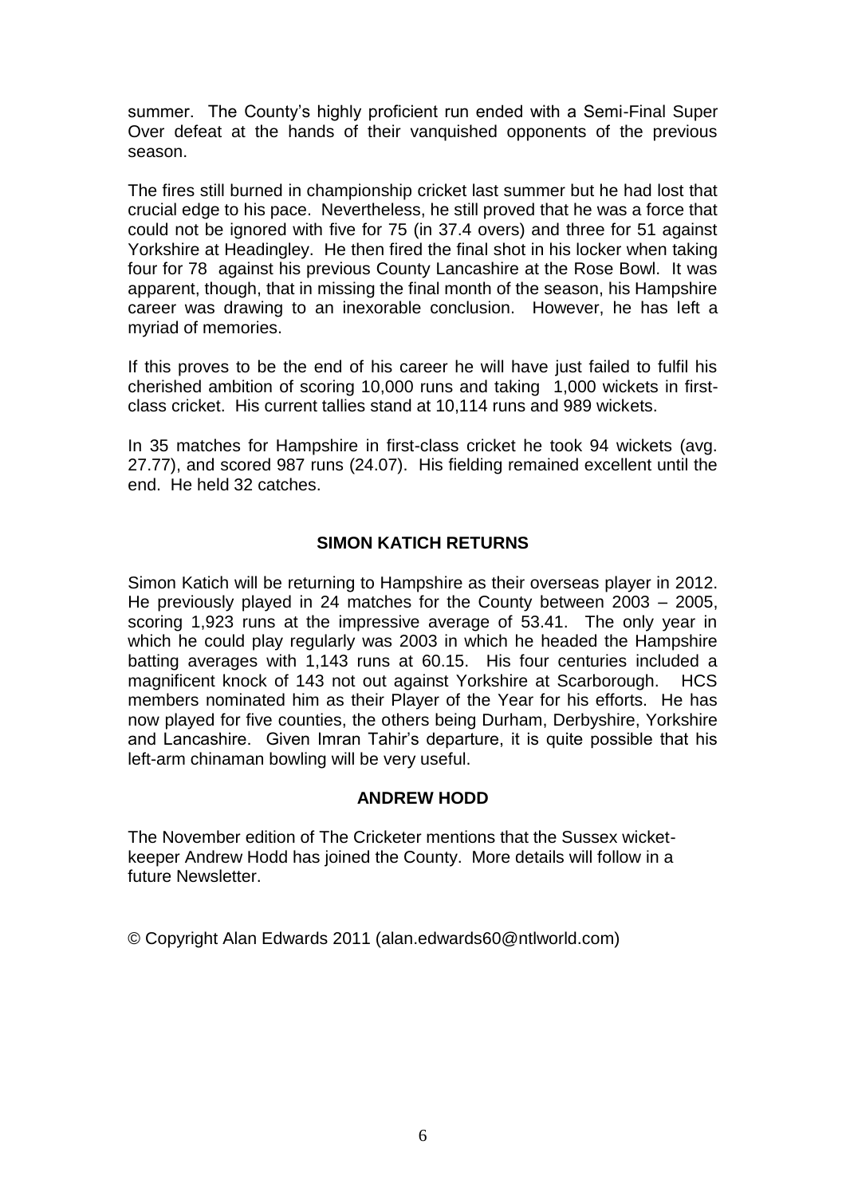summer. The County's highly proficient run ended with a Semi-Final Super Over defeat at the hands of their vanquished opponents of the previous season.

The fires still burned in championship cricket last summer but he had lost that crucial edge to his pace. Nevertheless, he still proved that he was a force that could not be ignored with five for 75 (in 37.4 overs) and three for 51 against Yorkshire at Headingley. He then fired the final shot in his locker when taking four for 78 against his previous County Lancashire at the Rose Bowl. It was apparent, though, that in missing the final month of the season, his Hampshire career was drawing to an inexorable conclusion. However, he has left a myriad of memories.

If this proves to be the end of his career he will have just failed to fulfil his cherished ambition of scoring 10,000 runs and taking 1,000 wickets in first-class cricket. His current tallies stand at 10,114 runs and 989 wickets.

In 35 matches for Hampshire in first-class cricket he took 94 wickets (avg. 27.77), and scored 987 runs (24.07). His fielding remained excellent until the end. He held 32 catches.

## SIMON KATICH RETURNS

Simon Katich will be returning to Hampshire as their overseas player in 2012. He previously played in 24 matches for the County between 2003 – 2005, scoring 1,923 runs at the impressive average of 53.41. The only year in which he could play regularly was 2003 in which he headed the Hampshire batting averages with 1,143 runs at 60.15. His four centuries included a magnificent knock of 143 not out against Yorkshire at Scarborough. HCS members nominated him as their Player of the Year for his efforts. He has now played for five counties, the others being Durham, Derbyshire, Yorkshire and Lancashire. Given Imran Tahir's departure, it is quite possible that his left-arm chinaman bowling will be very useful.

## ANDREW HODD

The November edition of The Cricketer mentions that the Sussex wicket-keeper Andrew Hodd has joined the County. More details will follow in a future Newsletter.

© Copyright Alan Edwards 2011 (alan.edwards60@ntlworld.com)